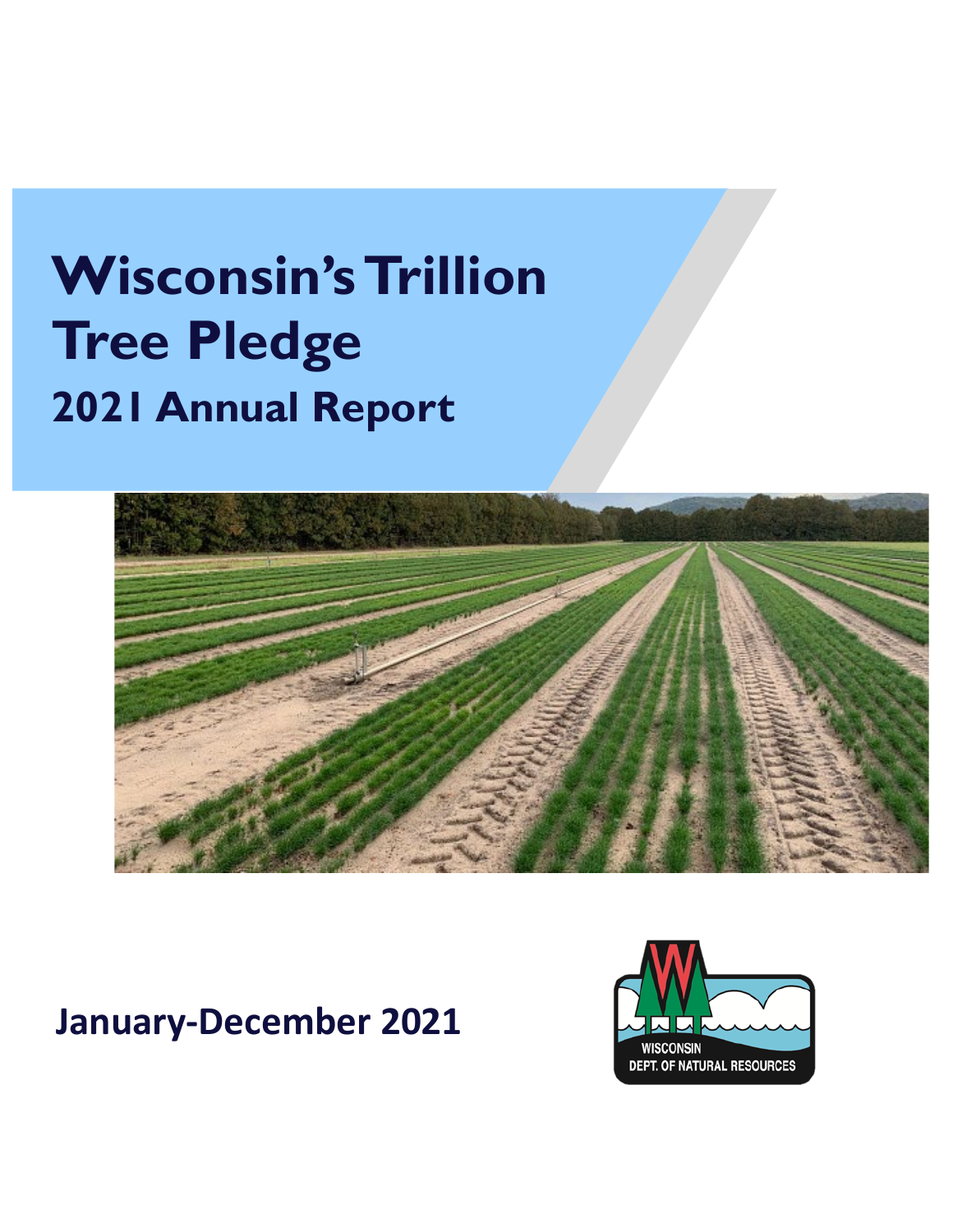# Wisconsin's Trillion Tree Pledge

## 2021 Annual Report

**January-December 2021**

WISCONSIN DEPT. OF NATURAL RESOURCES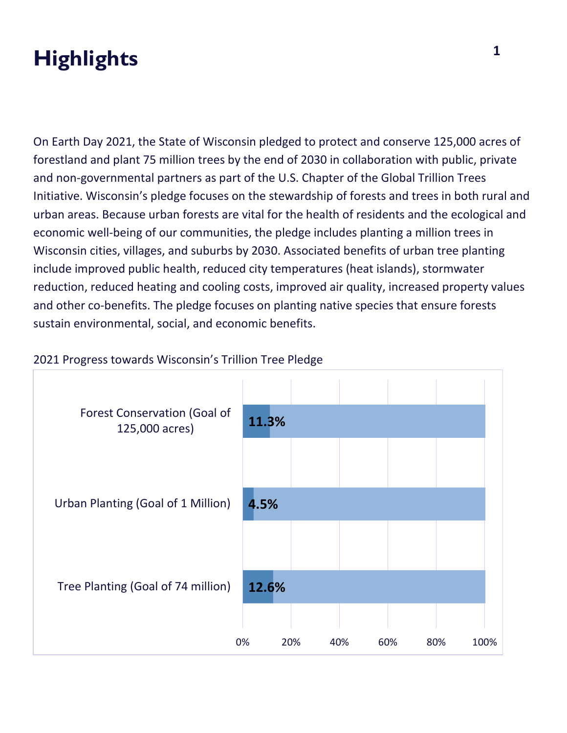# Highlights

On Earth Day 2021, the State of Wisconsin pledged to protect and conserve 125,000 acres of forestland and plant 75 million trees by the end of 2030 in collaboration with public, private and non-governmental partners as part of the U.S. Chapter of the Global Trillion Trees Initiative. Wisconsin's pledge focuses on the stewardship of forests and trees in both rural and urban areas. Because urban forests are vital for the health of residents and the ecological and economic well-being of our communities, the pledge includes planting a million trees in Wisconsin cities, villages, and suburbs by 2030. Associated benefits of urban tree planting include improved public health, reduced city temperatures (heat islands), stormwater reduction, reduced heating and cooling costs, improved air quality, increased property values and other co-benefits. The pledge focuses on planting native species that ensure forests sustain environmental, social, and economic benefits.

2021 Progress towards Wisconsin's Trillion Tree Pledge

| Category | Progress |
|---|---|
| Forest Conservation (Goal of 125,000 acres) | 11.3% |
| Urban Planting (Goal of 1 Million) | 4.5% |
| Tree Planting (Goal of 74 million) | 12.6% |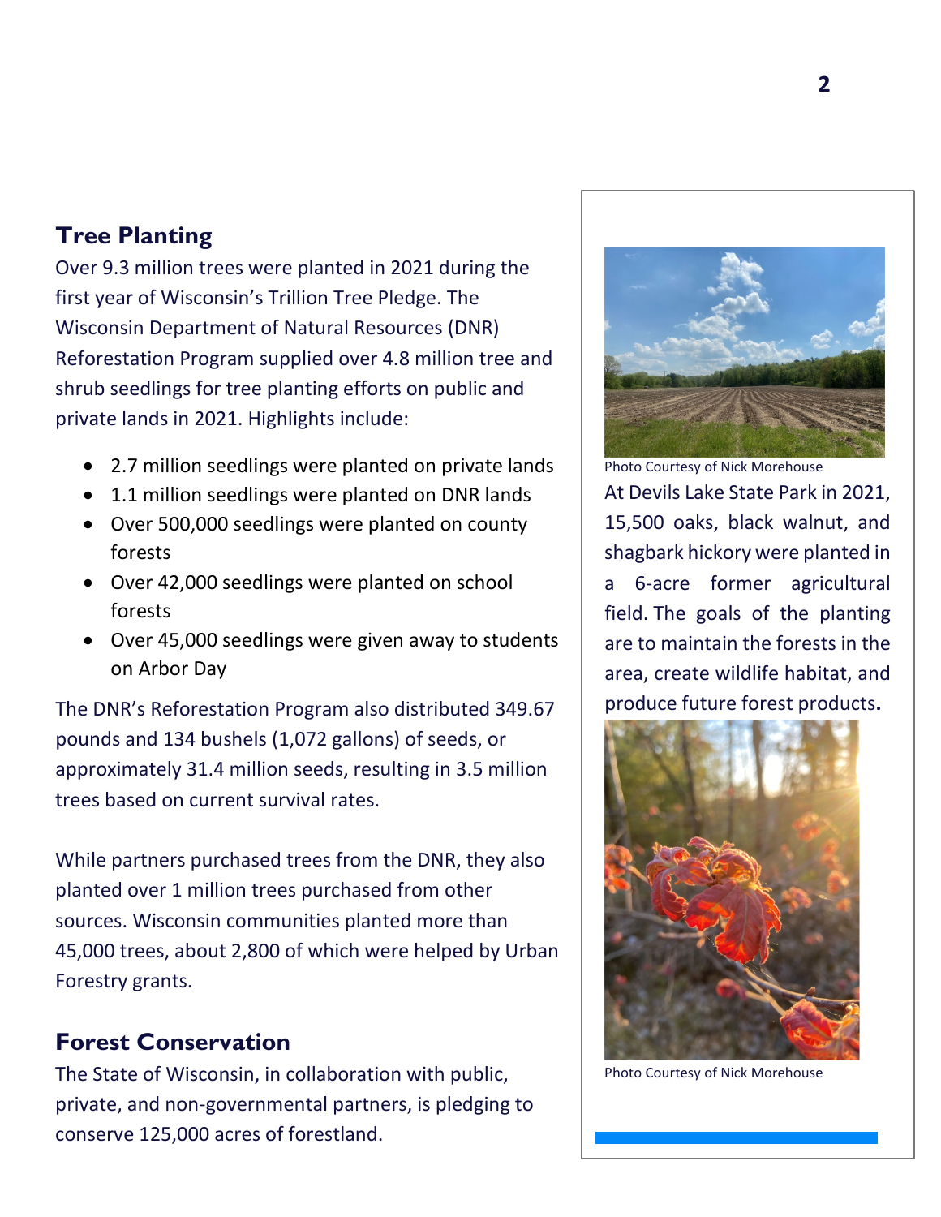## Tree Planting

Over 9.3 million trees were planted in 2021 during the first year of Wisconsin's Trillion Tree Pledge. The Wisconsin Department of Natural Resources (DNR) Reforestation Program supplied over 4.8 million tree and shrub seedlings for tree planting efforts on public and private lands in 2021. Highlights include:

- 2.7 million seedlings were planted on private lands
- 1.1 million seedlings were planted on DNR lands
- Over 500,000 seedlings were planted on county forests
- Over 42,000 seedlings were planted on school forests
- Over 45,000 seedlings were given away to students on Arbor Day

The DNR's Reforestation Program also distributed 349.67 pounds and 134 bushels (1,072 gallons) of seeds, or approximately 31.4 million seeds, resulting in 3.5 million trees based on current survival rates.

While partners purchased trees from the DNR, they also planted over 1 million trees purchased from other sources. Wisconsin communities planted more than 45,000 trees, about 2,800 of which were helped by Urban Forestry grants.

Photo Courtesy of Nick Morehouse

At Devils Lake State Park in 2021, 15,500 oaks, black walnut, and shagbark hickory were planted in a 6-acre former agricultural field. The goals of the planting are to maintain the forests in the area, create wildlife habitat, and produce future forest products.

Photo Courtesy of Nick Morehouse

## Forest Conservation

The State of Wisconsin, in collaboration with public, private, and non-governmental partners, is pledging to conserve 125,000 acres of forestland.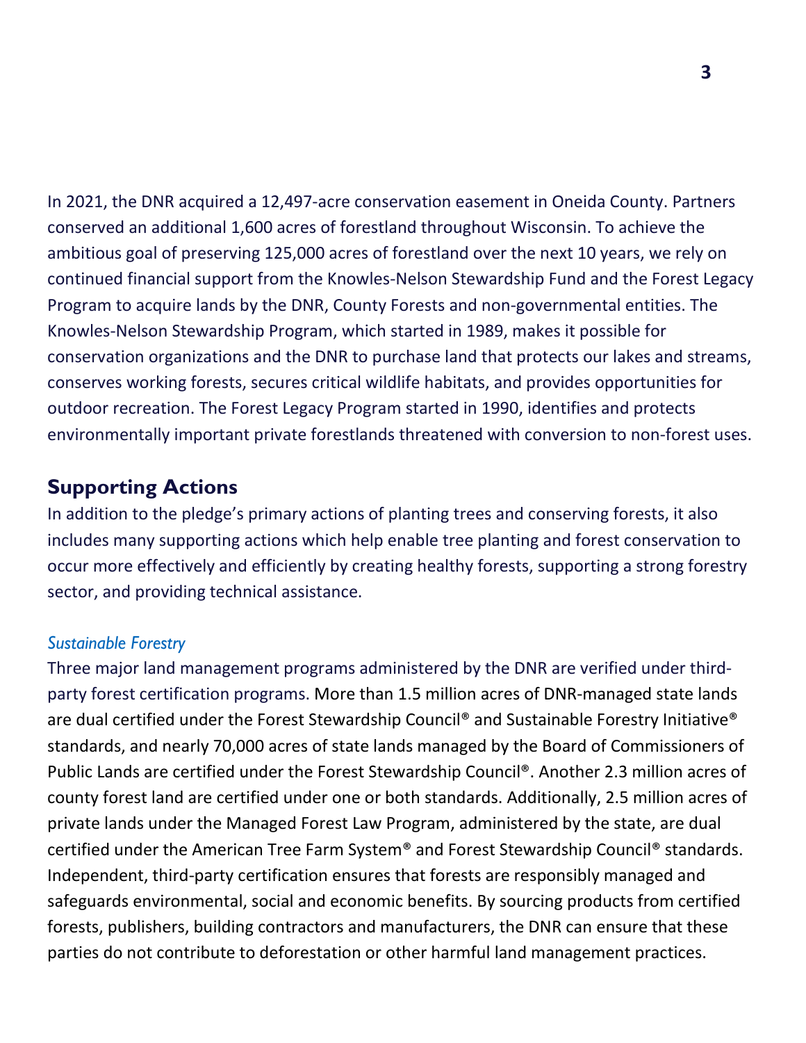In 2021, the DNR acquired a 12,497-acre conservation easement in Oneida County. Partners conserved an additional 1,600 acres of forestland throughout Wisconsin. To achieve the ambitious goal of preserving 125,000 acres of forestland over the next 10 years, we rely on continued financial support from the Knowles-Nelson Stewardship Fund and the Forest Legacy Program to acquire lands by the DNR, County Forests and non-governmental entities. The Knowles-Nelson Stewardship Program, which started in 1989, makes it possible for conservation organizations and the DNR to purchase land that protects our lakes and streams, conserves working forests, secures critical wildlife habitats, and provides opportunities for outdoor recreation. The Forest Legacy Program started in 1990, identifies and protects environmentally important private forestlands threatened with conversion to non-forest uses.

## Supporting Actions

In addition to the pledge's primary actions of planting trees and conserving forests, it also includes many supporting actions which help enable tree planting and forest conservation to occur more effectively and efficiently by creating healthy forests, supporting a strong forestry sector, and providing technical assistance.

### *Sustainable Forestry*

Three major land management programs administered by the DNR are verified under third-party forest certification programs. More than 1.5 million acres of DNR-managed state lands are dual certified under the Forest Stewardship Council® and Sustainable Forestry Initiative® standards, and nearly 70,000 acres of state lands managed by the Board of Commissioners of Public Lands are certified under the Forest Stewardship Council®. Another 2.3 million acres of county forest land are certified under one or both standards. Additionally, 2.5 million acres of private lands under the Managed Forest Law Program, administered by the state, are dual certified under the American Tree Farm System® and Forest Stewardship Council® standards. Independent, third-party certification ensures that forests are responsibly managed and safeguards environmental, social and economic benefits. By sourcing products from certified forests, publishers, building contractors and manufacturers, the DNR can ensure that these parties do not contribute to deforestation or other harmful land management practices.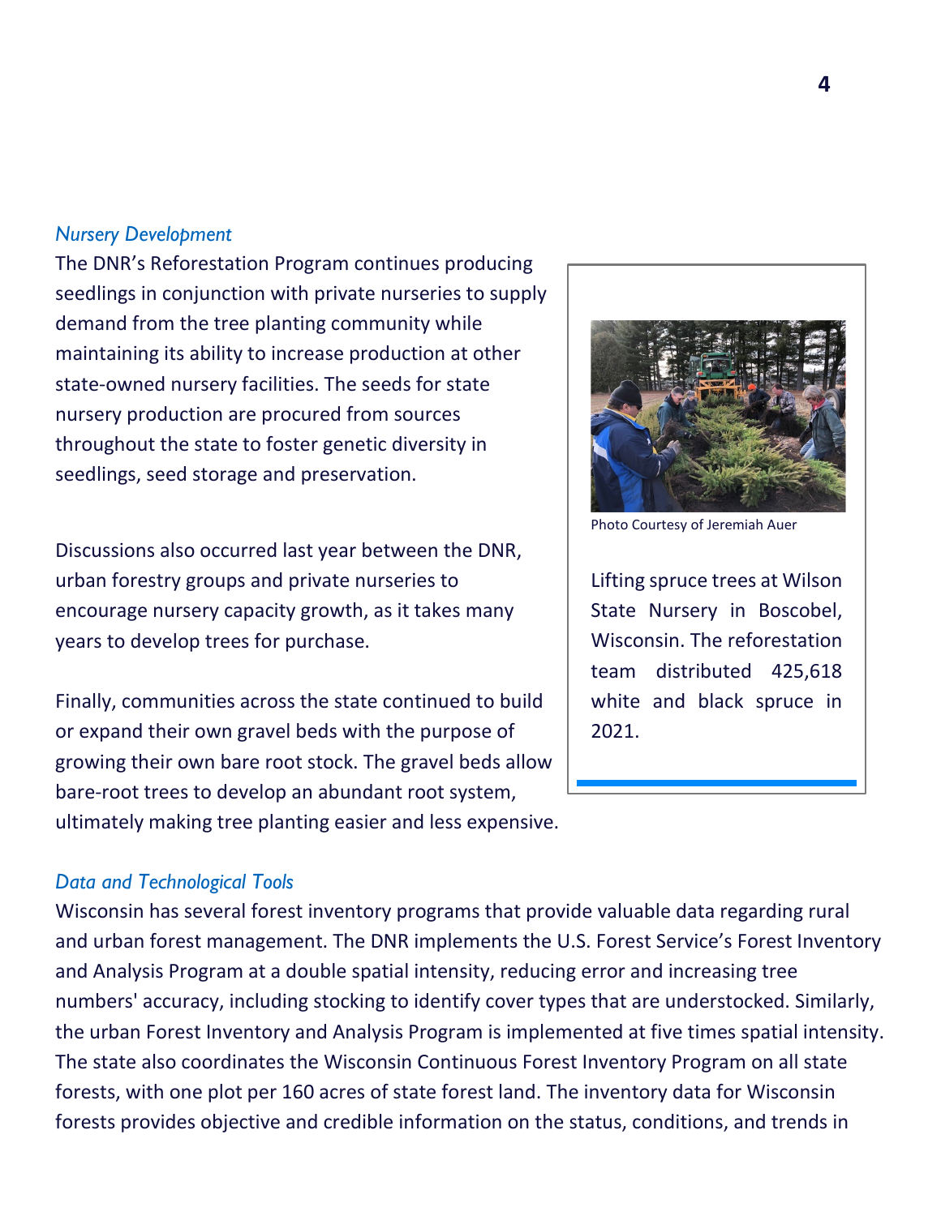### *Nursery Development*

The DNR's Reforestation Program continues producing seedlings in conjunction with private nurseries to supply demand from the tree planting community while maintaining its ability to increase production at other state-owned nursery facilities. The seeds for state nursery production are procured from sources throughout the state to foster genetic diversity in seedlings, seed storage and preservation.

Discussions also occurred last year between the DNR, urban forestry groups and private nurseries to encourage nursery capacity growth, as it takes many years to develop trees for purchase.

Finally, communities across the state continued to build or expand their own gravel beds with the purpose of growing their own bare root stock. The gravel beds allow bare-root trees to develop an abundant root system, ultimately making tree planting easier and less expensive.

Photo Courtesy of Jeremiah Auer

Lifting spruce trees at Wilson State Nursery in Boscobel, Wisconsin. The reforestation team distributed 425,618 white and black spruce in 2021.

### *Data and Technological Tools*

Wisconsin has several forest inventory programs that provide valuable data regarding rural and urban forest management. The DNR implements the U.S. Forest Service's Forest Inventory and Analysis Program at a double spatial intensity, reducing error and increasing tree numbers' accuracy, including stocking to identify cover types that are understocked. Similarly, the urban Forest Inventory and Analysis Program is implemented at five times spatial intensity. The state also coordinates the Wisconsin Continuous Forest Inventory Program on all state forests, with one plot per 160 acres of state forest land. The inventory data for Wisconsin forests provides objective and credible information on the status, conditions, and trends in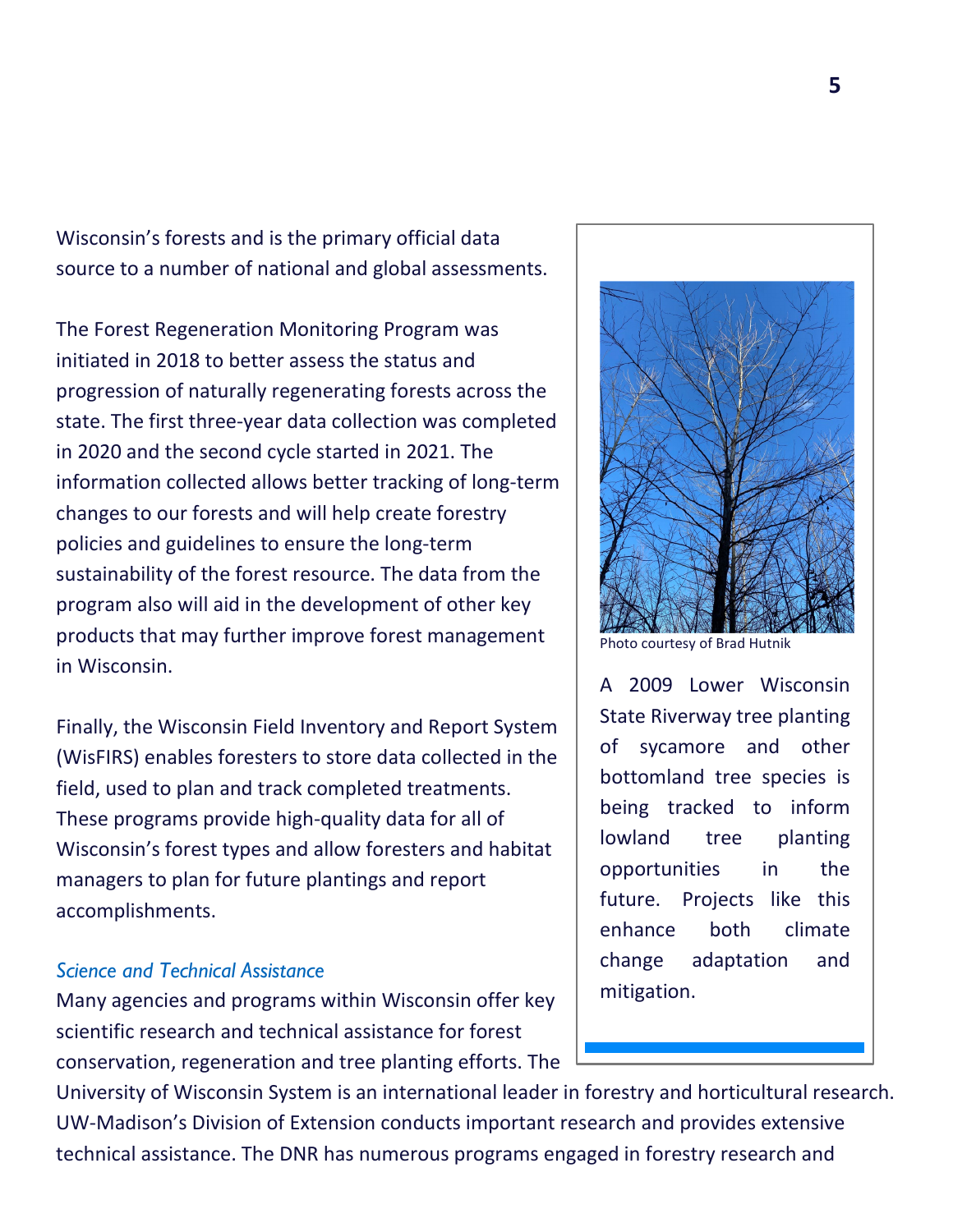Wisconsin's forests and is the primary official data source to a number of national and global assessments.

The Forest Regeneration Monitoring Program was initiated in 2018 to better assess the status and progression of naturally regenerating forests across the state. The first three-year data collection was completed in 2020 and the second cycle started in 2021. The information collected allows better tracking of long-term changes to our forests and will help create forestry policies and guidelines to ensure the long-term sustainability of the forest resource. The data from the program also will aid in the development of other key products that may further improve forest management in Wisconsin.

Finally, the Wisconsin Field Inventory and Report System (WisFIRS) enables foresters to store data collected in the field, used to plan and track completed treatments. These programs provide high-quality data for all of Wisconsin's forest types and allow foresters and habitat managers to plan for future plantings and report accomplishments.

Photo courtesy of Brad Hutnik

A 2009 Lower Wisconsin State Riverway tree planting of sycamore and other bottomland tree species is being tracked to inform lowland tree planting opportunities in the future. Projects like this enhance both climate change adaptation and mitigation.

### *Science and Technical Assistance*

Many agencies and programs within Wisconsin offer key scientific research and technical assistance for forest conservation, regeneration and tree planting efforts. The University of Wisconsin System is an international leader in forestry and horticultural research. UW-Madison's Division of Extension conducts important research and provides extensive technical assistance. The DNR has numerous programs engaged in forestry research and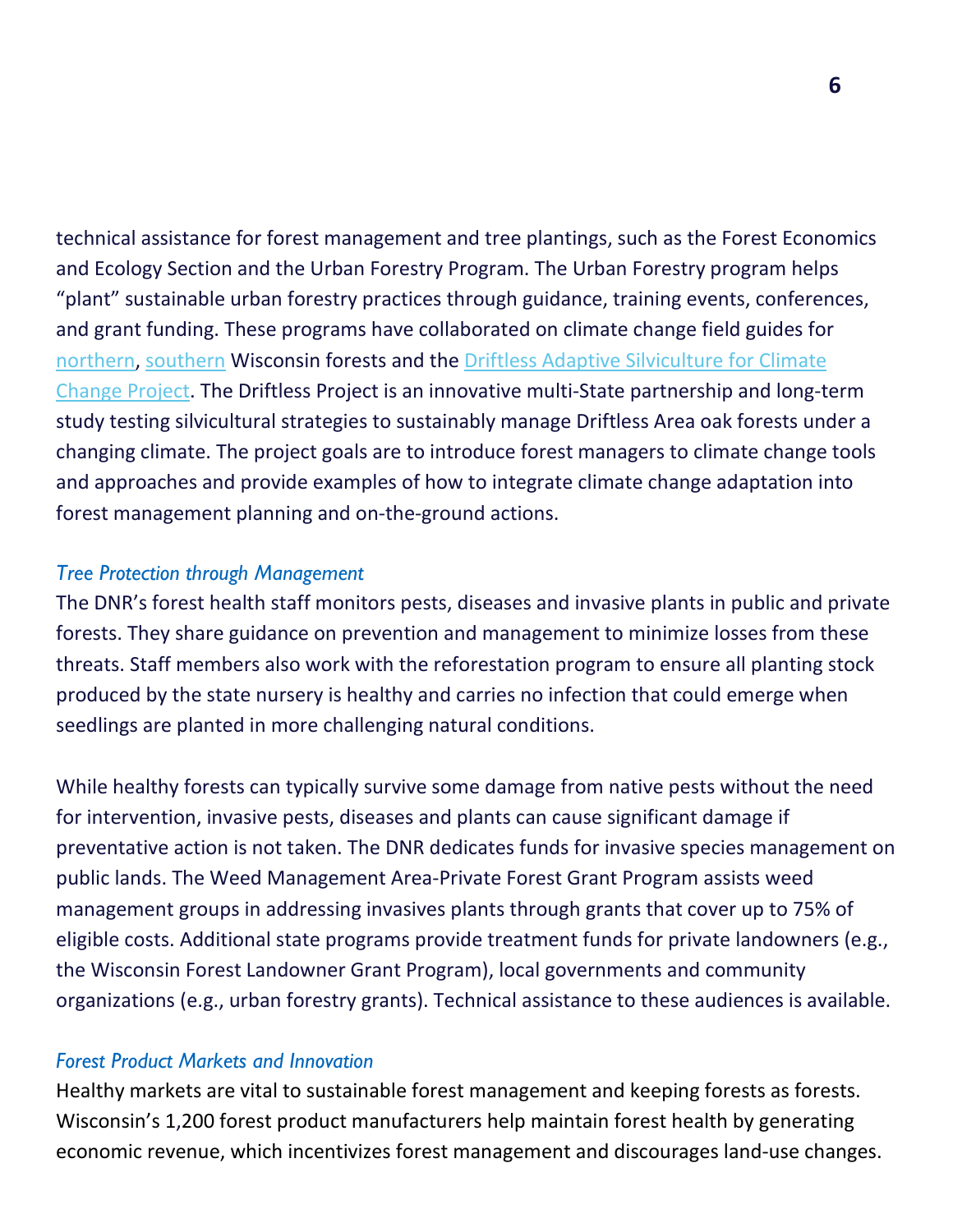technical assistance for forest management and tree plantings, such as the Forest Economics and Ecology Section and the Urban Forestry Program. The Urban Forestry program helps "plant" sustainable urban forestry practices through guidance, training events, conferences, and grant funding. These programs have collaborated on climate change field guides for northern, southern Wisconsin forests and the Driftless Adaptive Silviculture for Climate Change Project. The Driftless Project is an innovative multi-State partnership and long-term study testing silvicultural strategies to sustainably manage Driftless Area oak forests under a changing climate. The project goals are to introduce forest managers to climate change tools and approaches and provide examples of how to integrate climate change adaptation into forest management planning and on-the-ground actions.

### *Tree Protection through Management*

The DNR's forest health staff monitors pests, diseases and invasive plants in public and private forests. They share guidance on prevention and management to minimize losses from these threats. Staff members also work with the reforestation program to ensure all planting stock produced by the state nursery is healthy and carries no infection that could emerge when seedlings are planted in more challenging natural conditions.

While healthy forests can typically survive some damage from native pests without the need for intervention, invasive pests, diseases and plants can cause significant damage if preventative action is not taken. The DNR dedicates funds for invasive species management on public lands. The Weed Management Area-Private Forest Grant Program assists weed management groups in addressing invasives plants through grants that cover up to 75% of eligible costs. Additional state programs provide treatment funds for private landowners (e.g., the Wisconsin Forest Landowner Grant Program), local governments and community organizations (e.g., urban forestry grants). Technical assistance to these audiences is available.

### *Forest Product Markets and Innovation*

Healthy markets are vital to sustainable forest management and keeping forests as forests. Wisconsin's 1,200 forest product manufacturers help maintain forest health by generating economic revenue, which incentivizes forest management and discourages land-use changes.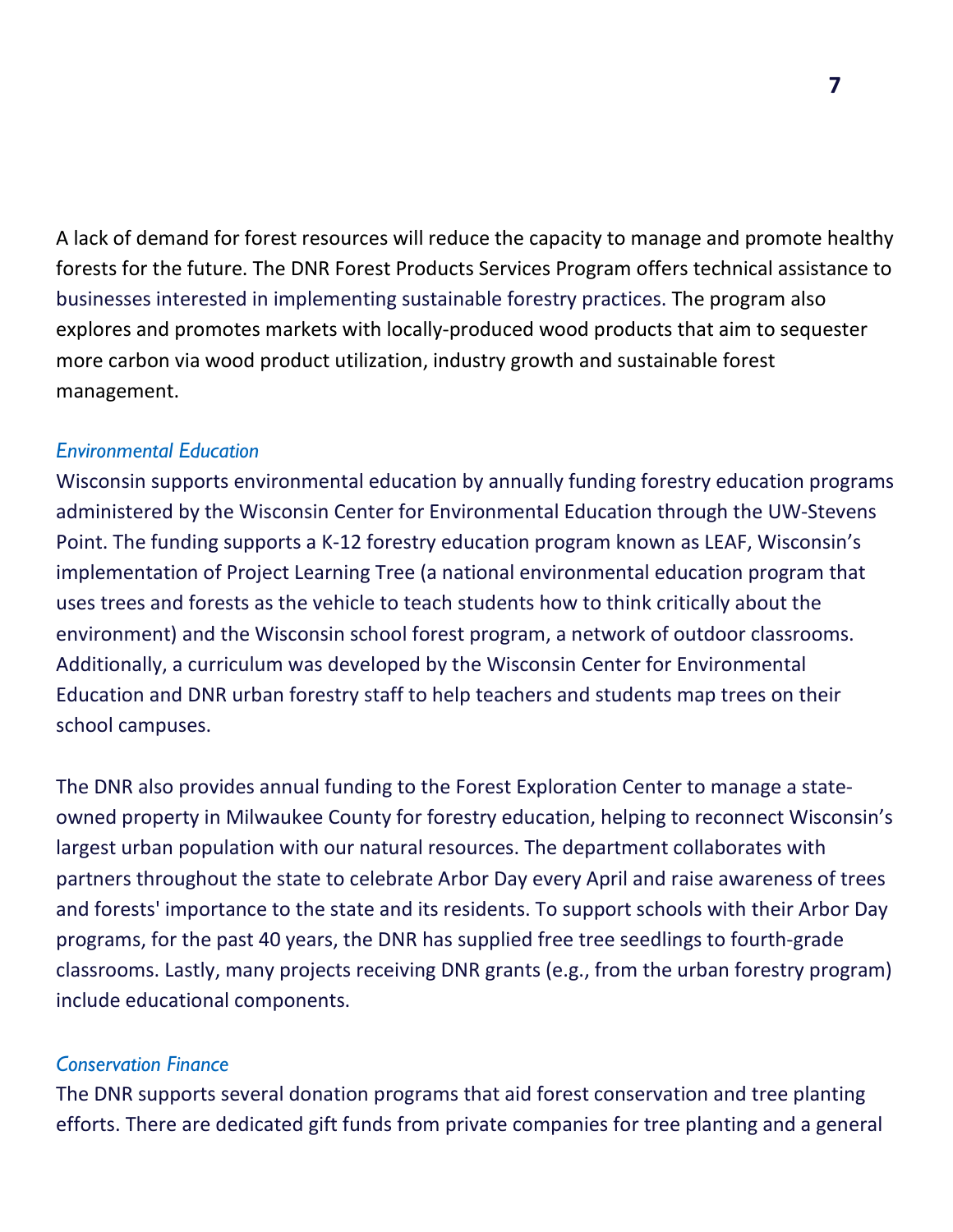A lack of demand for forest resources will reduce the capacity to manage and promote healthy forests for the future. The DNR Forest Products Services Program offers technical assistance to businesses interested in implementing sustainable forestry practices. The program also explores and promotes markets with locally-produced wood products that aim to sequester more carbon via wood product utilization, industry growth and sustainable forest management.

### *Environmental Education*

Wisconsin supports environmental education by annually funding forestry education programs administered by the Wisconsin Center for Environmental Education through the UW-Stevens Point. The funding supports a K-12 forestry education program known as LEAF, Wisconsin's implementation of Project Learning Tree (a national environmental education program that uses trees and forests as the vehicle to teach students how to think critically about the environment) and the Wisconsin school forest program, a network of outdoor classrooms. Additionally, a curriculum was developed by the Wisconsin Center for Environmental Education and DNR urban forestry staff to help teachers and students map trees on their school campuses.

The DNR also provides annual funding to the Forest Exploration Center to manage a state-owned property in Milwaukee County for forestry education, helping to reconnect Wisconsin's largest urban population with our natural resources. The department collaborates with partners throughout the state to celebrate Arbor Day every April and raise awareness of trees and forests' importance to the state and its residents. To support schools with their Arbor Day programs, for the past 40 years, the DNR has supplied free tree seedlings to fourth-grade classrooms. Lastly, many projects receiving DNR grants (e.g., from the urban forestry program) include educational components.

### *Conservation Finance*

The DNR supports several donation programs that aid forest conservation and tree planting efforts. There are dedicated gift funds from private companies for tree planting and a general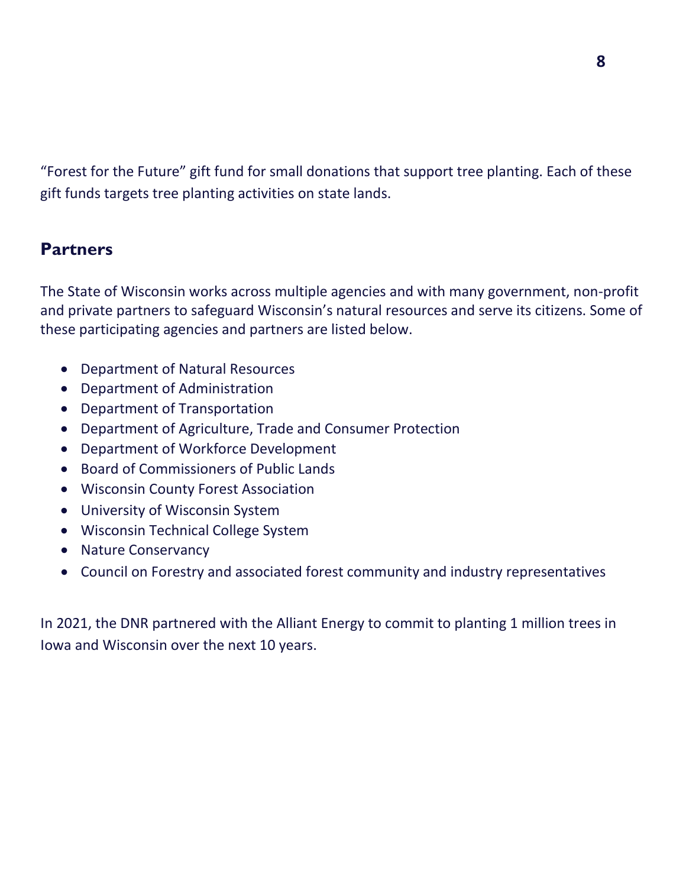"Forest for the Future" gift fund for small donations that support tree planting. Each of these gift funds targets tree planting activities on state lands.

## Partners

The State of Wisconsin works across multiple agencies and with many government, non-profit and private partners to safeguard Wisconsin's natural resources and serve its citizens. Some of these participating agencies and partners are listed below.

- Department of Natural Resources
- Department of Administration
- Department of Transportation
- Department of Agriculture, Trade and Consumer Protection
- Department of Workforce Development
- Board of Commissioners of Public Lands
- Wisconsin County Forest Association
- University of Wisconsin System
- Wisconsin Technical College System
- Nature Conservancy
- Council on Forestry and associated forest community and industry representatives

In 2021, the DNR partnered with the Alliant Energy to commit to planting 1 million trees in Iowa and Wisconsin over the next 10 years.